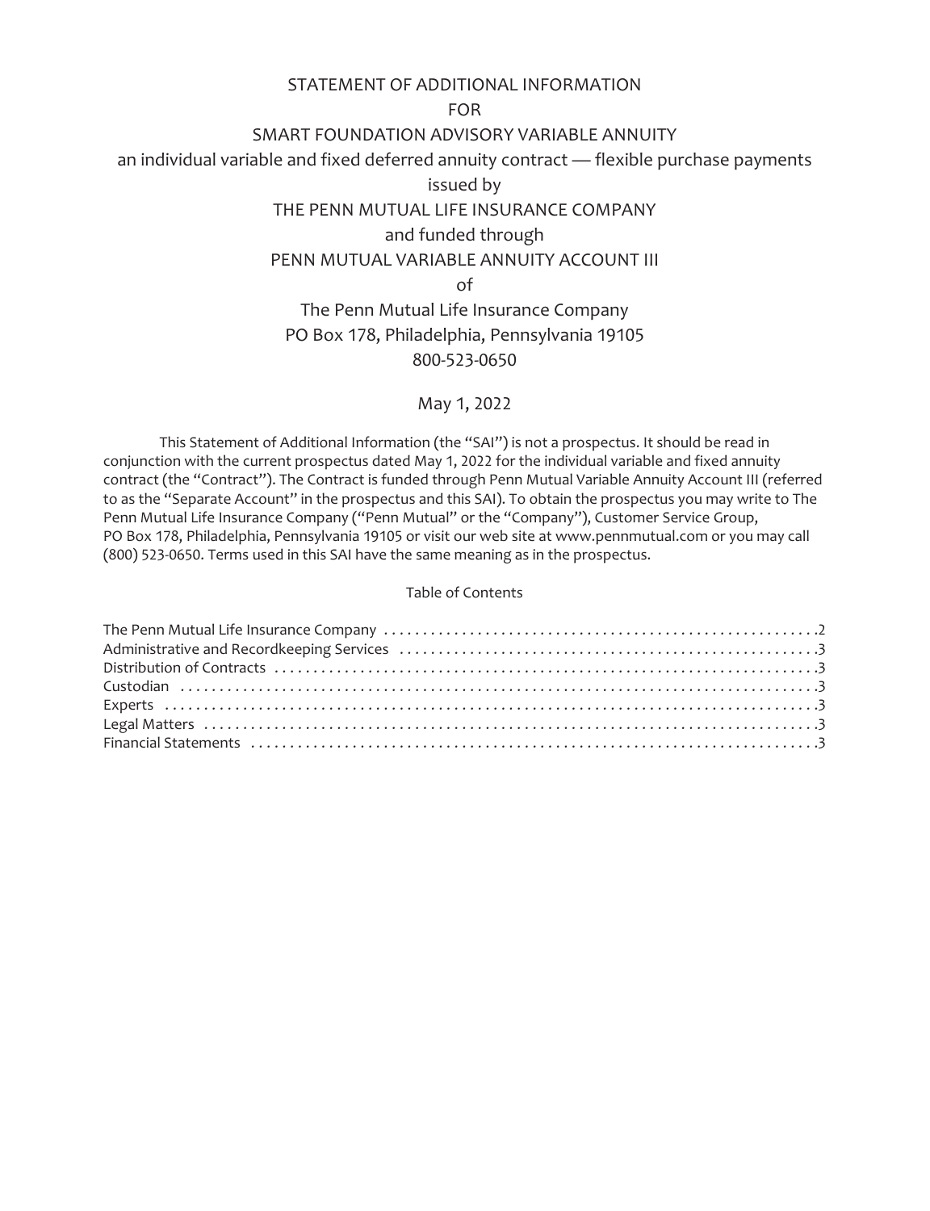# STATEMENT OF ADDITIONAL INFORMATION

FOR

SMART FOUNDATION ADVISORY VARIABLE ANNUITY

an individual variable and fixed deferred annuity contract — flexible purchase payments

issued by

THE PENN MUTUAL LIFE INSURANCE COMPANY

and funded through

PENN MUTUAL VARIABLE ANNUITY ACCOUNT III

of

The Penn Mutual Life Insurance Company

PO Box 178, Philadelphia, Pennsylvania 19105

800-523-0650

May 1, 2022

This Statement of Additional Information (the "SAI") is not a prospectus. It should be read in conjunction with the current prospectus dated May 1, 2022 for the individual variable and fixed annuity contract (the "Contract"). The Contract is funded through Penn Mutual Variable Annuity Account III (referred to as the "Separate Account" in the prospectus and this SAI). To obtain the prospectus you may write to The Penn Mutual Life Insurance Company ("Penn Mutual" or the "Company"), Customer Service Group, PO Box 178, Philadelphia, Pennsylvania 19105 or visit our web site at www.pennmutual.com or you may call (800) 523-0650. Terms used in this SAI have the same meaning as in the prospectus.

## Table of Contents

| | |
|---|---|
| The Penn Mutual Life Insurance Company | 2 |
| Administrative and Recordkeeping Services | 3 |
| Distribution of Contracts | 3 |
| Custodian | 3 |
| Experts | 3 |
| Legal Matters | 3 |
| Financial Statements | 3 |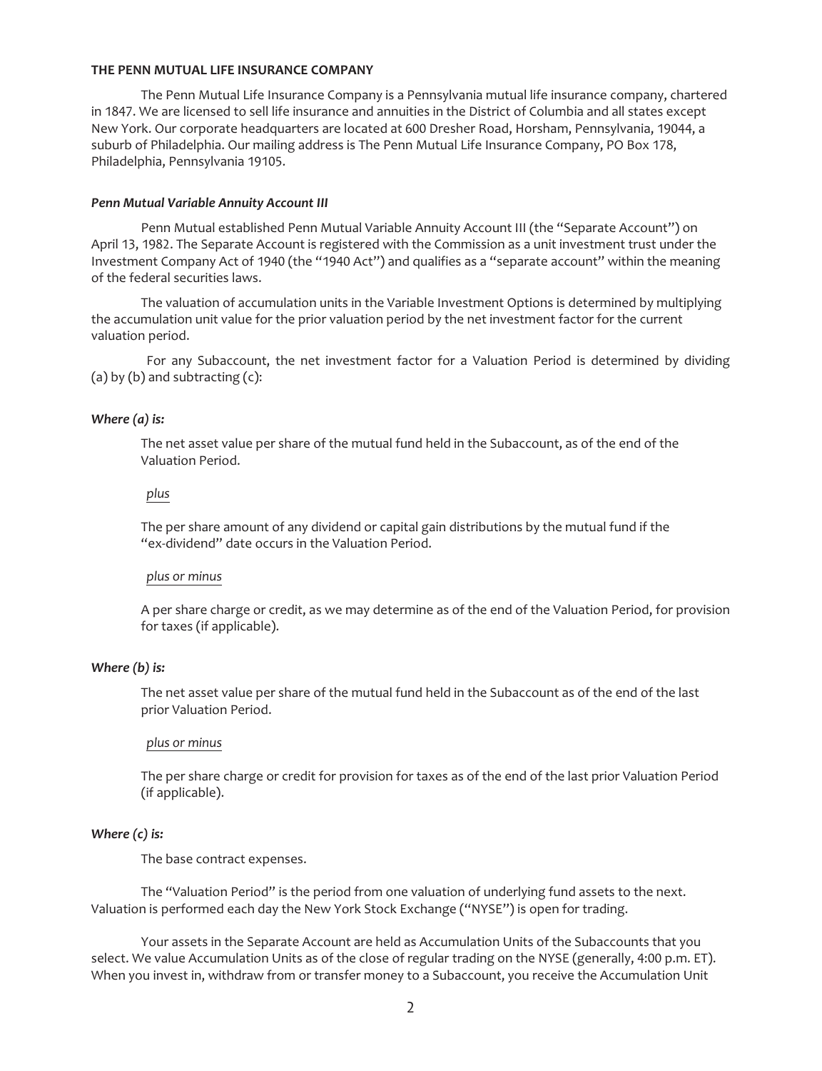**THE PENN MUTUAL LIFE INSURANCE COMPANY**

The Penn Mutual Life Insurance Company is a Pennsylvania mutual life insurance company, chartered in 1847. We are licensed to sell life insurance and annuities in the District of Columbia and all states except New York. Our corporate headquarters are located at 600 Dresher Road, Horsham, Pennsylvania, 19044, a suburb of Philadelphia. Our mailing address is The Penn Mutual Life Insurance Company, PO Box 178, Philadelphia, Pennsylvania 19105.

***Penn Mutual Variable Annuity Account III***

Penn Mutual established Penn Mutual Variable Annuity Account III (the "Separate Account") on April 13, 1982. The Separate Account is registered with the Commission as a unit investment trust under the Investment Company Act of 1940 (the "1940 Act") and qualifies as a "separate account" within the meaning of the federal securities laws.

The valuation of accumulation units in the Variable Investment Options is determined by multiplying the accumulation unit value for the prior valuation period by the net investment factor for the current valuation period.

For any Subaccount, the net investment factor for a Valuation Period is determined by dividing (a) by (b) and subtracting (c):

***Where (a) is:***

The net asset value per share of the mutual fund held in the Subaccount, as of the end of the Valuation Period.

*plus*

The per share amount of any dividend or capital gain distributions by the mutual fund if the "ex-dividend" date occurs in the Valuation Period.

*plus or minus*

A per share charge or credit, as we may determine as of the end of the Valuation Period, for provision for taxes (if applicable).

***Where (b) is:***

The net asset value per share of the mutual fund held in the Subaccount as of the end of the last prior Valuation Period.

*plus or minus*

The per share charge or credit for provision for taxes as of the end of the last prior Valuation Period (if applicable).

***Where (c) is:***

The base contract expenses.

The "Valuation Period" is the period from one valuation of underlying fund assets to the next. Valuation is performed each day the New York Stock Exchange ("NYSE") is open for trading.

Your assets in the Separate Account are held as Accumulation Units of the Subaccounts that you select. We value Accumulation Units as of the close of regular trading on the NYSE (generally, 4:00 p.m. ET). When you invest in, withdraw from or transfer money to a Subaccount, you receive the Accumulation Unit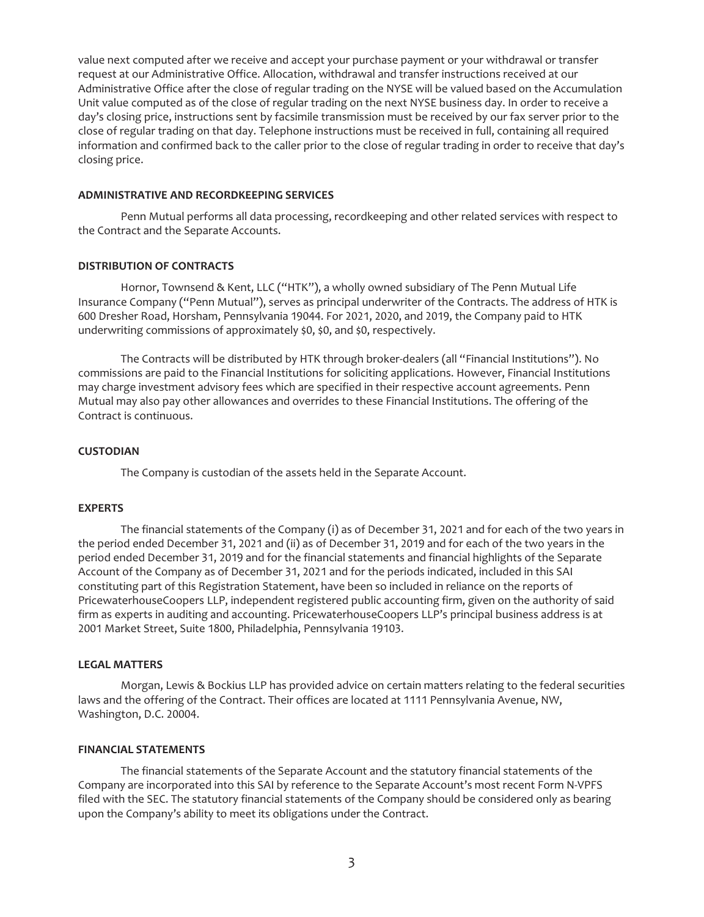value next computed after we receive and accept your purchase payment or your withdrawal or transfer request at our Administrative Office. Allocation, withdrawal and transfer instructions received at our Administrative Office after the close of regular trading on the NYSE will be valued based on the Accumulation Unit value computed as of the close of regular trading on the next NYSE business day. In order to receive a day's closing price, instructions sent by facsimile transmission must be received by our fax server prior to the close of regular trading on that day. Telephone instructions must be received in full, containing all required information and confirmed back to the caller prior to the close of regular trading in order to receive that day's closing price.

**ADMINISTRATIVE AND RECORDKEEPING SERVICES**

Penn Mutual performs all data processing, recordkeeping and other related services with respect to the Contract and the Separate Accounts.

**DISTRIBUTION OF CONTRACTS**

Hornor, Townsend & Kent, LLC ("HTK"), a wholly owned subsidiary of The Penn Mutual Life Insurance Company ("Penn Mutual"), serves as principal underwriter of the Contracts. The address of HTK is 600 Dresher Road, Horsham, Pennsylvania 19044. For 2021, 2020, and 2019, the Company paid to HTK underwriting commissions of approximately $0, $0, and $0, respectively.

The Contracts will be distributed by HTK through broker-dealers (all "Financial Institutions"). No commissions are paid to the Financial Institutions for soliciting applications. However, Financial Institutions may charge investment advisory fees which are specified in their respective account agreements. Penn Mutual may also pay other allowances and overrides to these Financial Institutions. The offering of the Contract is continuous.

**CUSTODIAN**

The Company is custodian of the assets held in the Separate Account.

**EXPERTS**

The financial statements of the Company (i) as of December 31, 2021 and for each of the two years in the period ended December 31, 2021 and (ii) as of December 31, 2019 and for each of the two years in the period ended December 31, 2019 and for the financial statements and financial highlights of the Separate Account of the Company as of December 31, 2021 and for the periods indicated, included in this SAI constituting part of this Registration Statement, have been so included in reliance on the reports of PricewaterhouseCoopers LLP, independent registered public accounting firm, given on the authority of said firm as experts in auditing and accounting. PricewaterhouseCoopers LLP's principal business address is at 2001 Market Street, Suite 1800, Philadelphia, Pennsylvania 19103.

**LEGAL MATTERS**

Morgan, Lewis & Bockius LLP has provided advice on certain matters relating to the federal securities laws and the offering of the Contract. Their offices are located at 1111 Pennsylvania Avenue, NW, Washington, D.C. 20004.

**FINANCIAL STATEMENTS**

The financial statements of the Separate Account and the statutory financial statements of the Company are incorporated into this SAI by reference to the Separate Account's most recent Form N-VPFS filed with the SEC. The statutory financial statements of the Company should be considered only as bearing upon the Company's ability to meet its obligations under the Contract.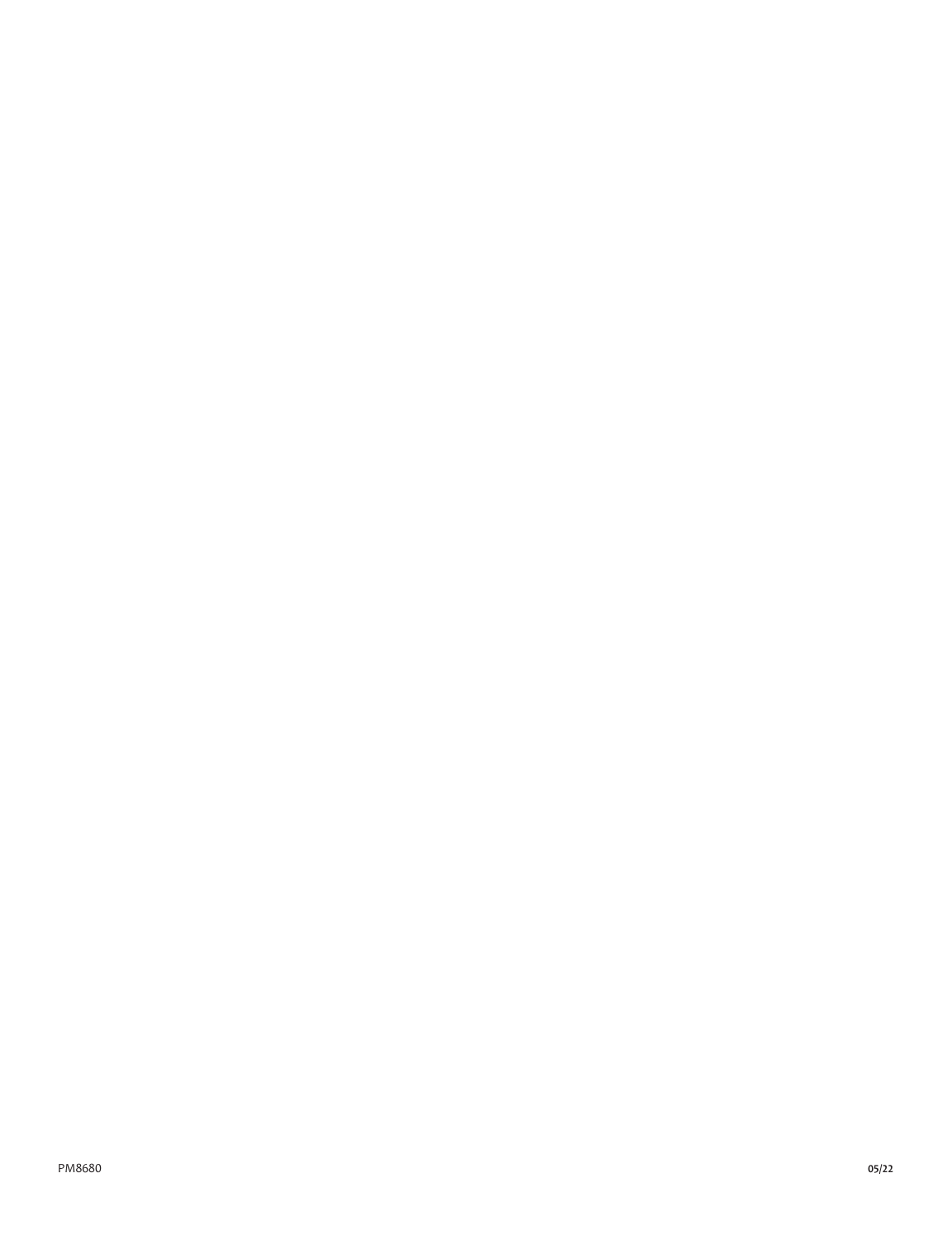PM8680 05/22